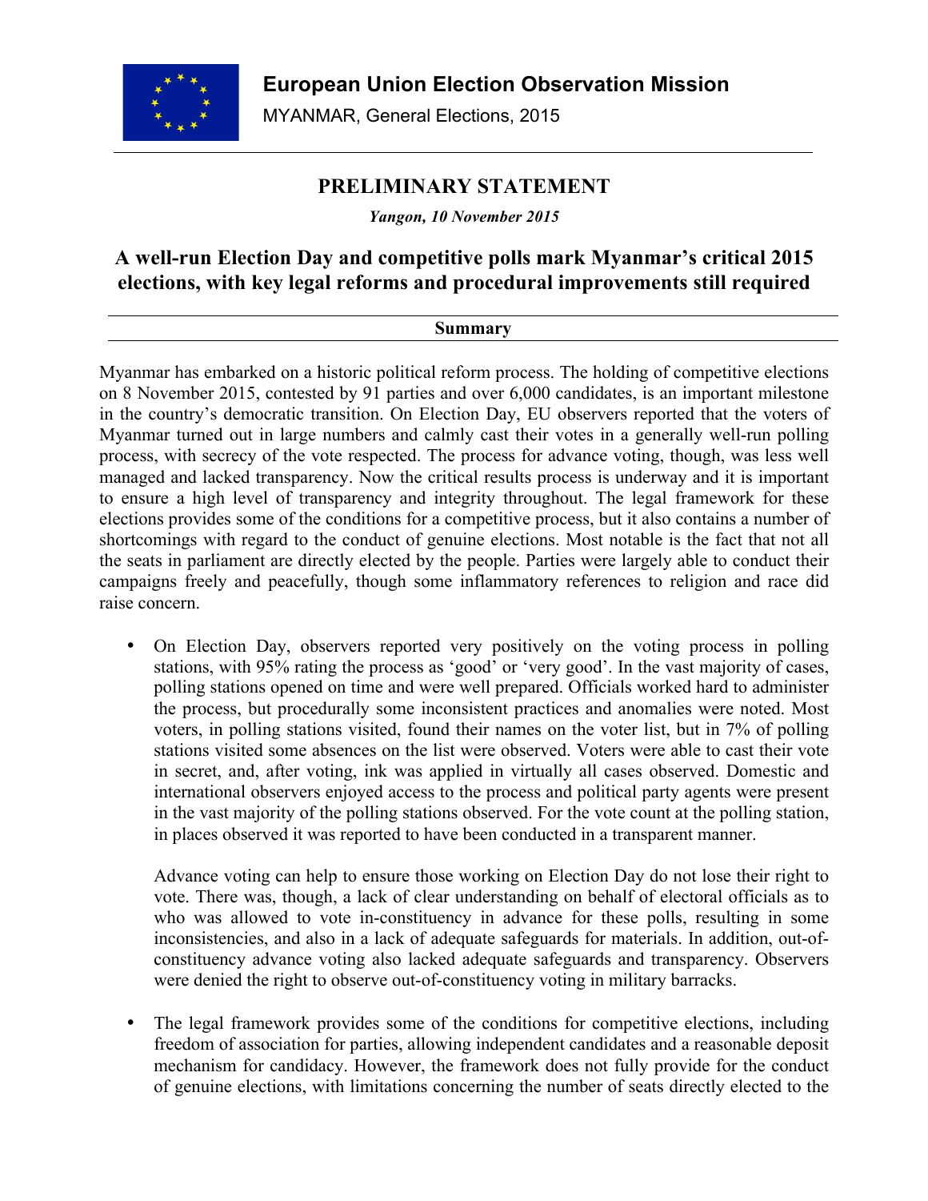**European Union Election Observation Mission**

MYANMAR, General Elections, 2015

# PRELIMINARY STATEMENT

*Yangon, 10 November 2015*

## A well-run Election Day and competitive polls mark Myanmar's critical 2015 elections, with key legal reforms and procedural improvements still required

### Summary

Myanmar has embarked on a historic political reform process. The holding of competitive elections on 8 November 2015, contested by 91 parties and over 6,000 candidates, is an important milestone in the country's democratic transition. On Election Day, EU observers reported that the voters of Myanmar turned out in large numbers and calmly cast their votes in a generally well-run polling process, with secrecy of the vote respected. The process for advance voting, though, was less well managed and lacked transparency. Now the critical results process is underway and it is important to ensure a high level of transparency and integrity throughout. The legal framework for these elections provides some of the conditions for a competitive process, but it also contains a number of shortcomings with regard to the conduct of genuine elections. Most notable is the fact that not all the seats in parliament are directly elected by the people. Parties were largely able to conduct their campaigns freely and peacefully, though some inflammatory references to religion and race did raise concern.

- On Election Day, observers reported very positively on the voting process in polling stations, with 95% rating the process as 'good' or 'very good'. In the vast majority of cases, polling stations opened on time and were well prepared. Officials worked hard to administer the process, but procedurally some inconsistent practices and anomalies were noted. Most voters, in polling stations visited, found their names on the voter list, but in 7% of polling stations visited some absences on the list were observed. Voters were able to cast their vote in secret, and, after voting, ink was applied in virtually all cases observed. Domestic and international observers enjoyed access to the process and political party agents were present in the vast majority of the polling stations observed. For the vote count at the polling station, in places observed it was reported to have been conducted in a transparent manner.

  Advance voting can help to ensure those working on Election Day do not lose their right to vote. There was, though, a lack of clear understanding on behalf of electoral officials as to who was allowed to vote in-constituency in advance for these polls, resulting in some inconsistencies, and also in a lack of adequate safeguards for materials. In addition, out-of-constituency advance voting also lacked adequate safeguards and transparency. Observers were denied the right to observe out-of-constituency voting in military barracks.

- The legal framework provides some of the conditions for competitive elections, including freedom of association for parties, allowing independent candidates and a reasonable deposit mechanism for candidacy. However, the framework does not fully provide for the conduct of genuine elections, with limitations concerning the number of seats directly elected to the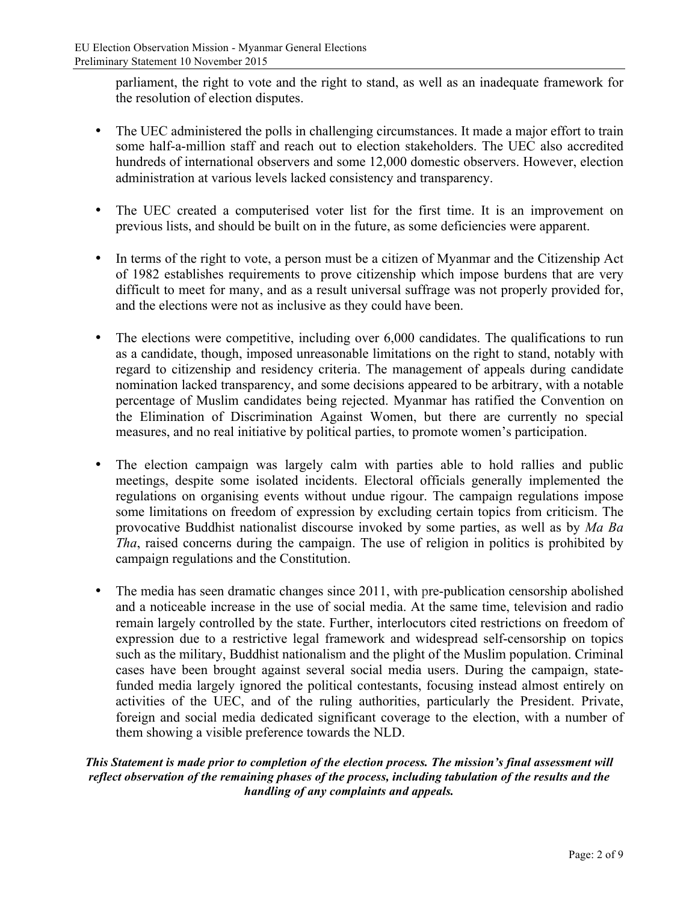parliament, the right to vote and the right to stand, as well as an inadequate framework for the resolution of election disputes.

- The UEC administered the polls in challenging circumstances. It made a major effort to train some half-a-million staff and reach out to election stakeholders. The UEC also accredited hundreds of international observers and some 12,000 domestic observers. However, election administration at various levels lacked consistency and transparency.

- The UEC created a computerised voter list for the first time. It is an improvement on previous lists, and should be built on in the future, as some deficiencies were apparent.

- In terms of the right to vote, a person must be a citizen of Myanmar and the Citizenship Act of 1982 establishes requirements to prove citizenship which impose burdens that are very difficult to meet for many, and as a result universal suffrage was not properly provided for, and the elections were not as inclusive as they could have been.

- The elections were competitive, including over 6,000 candidates. The qualifications to run as a candidate, though, imposed unreasonable limitations on the right to stand, notably with regard to citizenship and residency criteria. The management of appeals during candidate nomination lacked transparency, and some decisions appeared to be arbitrary, with a notable percentage of Muslim candidates being rejected. Myanmar has ratified the Convention on the Elimination of Discrimination Against Women, but there are currently no special measures, and no real initiative by political parties, to promote women's participation.

- The election campaign was largely calm with parties able to hold rallies and public meetings, despite some isolated incidents. Electoral officials generally implemented the regulations on organising events without undue rigour. The campaign regulations impose some limitations on freedom of expression by excluding certain topics from criticism. The provocative Buddhist nationalist discourse invoked by some parties, as well as by *Ma Ba Tha*, raised concerns during the campaign. The use of religion in politics is prohibited by campaign regulations and the Constitution.

- The media has seen dramatic changes since 2011, with pre-publication censorship abolished and a noticeable increase in the use of social media. At the same time, television and radio remain largely controlled by the state. Further, interlocutors cited restrictions on freedom of expression due to a restrictive legal framework and widespread self-censorship on topics such as the military, Buddhist nationalism and the plight of the Muslim population. Criminal cases have been brought against several social media users. During the campaign, state-funded media largely ignored the political contestants, focusing instead almost entirely on activities of the UEC, and of the ruling authorities, particularly the President. Private, foreign and social media dedicated significant coverage to the election, with a number of them showing a visible preference towards the NLD.

***This Statement is made prior to completion of the election process. The mission's final assessment will reflect observation of the remaining phases of the process, including tabulation of the results and the handling of any complaints and appeals.***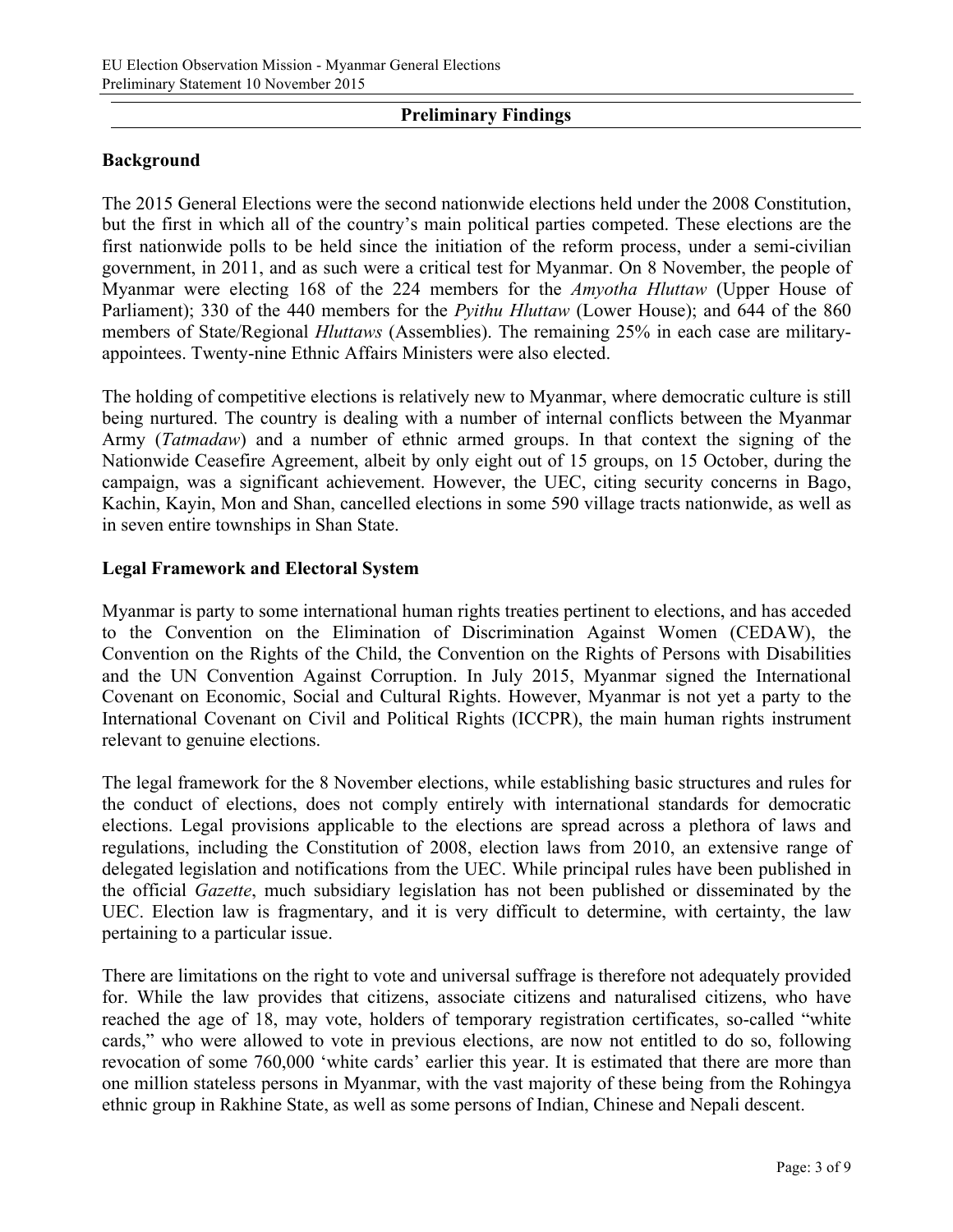## Preliminary Findings

### Background

The 2015 General Elections were the second nationwide elections held under the 2008 Constitution, but the first in which all of the country's main political parties competed. These elections are the first nationwide polls to be held since the initiation of the reform process, under a semi-civilian government, in 2011, and as such were a critical test for Myanmar. On 8 November, the people of Myanmar were electing 168 of the 224 members for the *Amyotha Hluttaw* (Upper House of Parliament); 330 of the 440 members for the *Pyithu Hluttaw* (Lower House); and 644 of the 860 members of State/Regional *Hluttaws* (Assemblies). The remaining 25% in each case are military-appointees. Twenty-nine Ethnic Affairs Ministers were also elected.

The holding of competitive elections is relatively new to Myanmar, where democratic culture is still being nurtured. The country is dealing with a number of internal conflicts between the Myanmar Army (*Tatmadaw*) and a number of ethnic armed groups. In that context the signing of the Nationwide Ceasefire Agreement, albeit by only eight out of 15 groups, on 15 October, during the campaign, was a significant achievement. However, the UEC, citing security concerns in Bago, Kachin, Kayin, Mon and Shan, cancelled elections in some 590 village tracts nationwide, as well as in seven entire townships in Shan State.

### Legal Framework and Electoral System

Myanmar is party to some international human rights treaties pertinent to elections, and has acceded to the Convention on the Elimination of Discrimination Against Women (CEDAW), the Convention on the Rights of the Child, the Convention on the Rights of Persons with Disabilities and the UN Convention Against Corruption. In July 2015, Myanmar signed the International Covenant on Economic, Social and Cultural Rights. However, Myanmar is not yet a party to the International Covenant on Civil and Political Rights (ICCPR), the main human rights instrument relevant to genuine elections.

The legal framework for the 8 November elections, while establishing basic structures and rules for the conduct of elections, does not comply entirely with international standards for democratic elections. Legal provisions applicable to the elections are spread across a plethora of laws and regulations, including the Constitution of 2008, election laws from 2010, an extensive range of delegated legislation and notifications from the UEC. While principal rules have been published in the official *Gazette*, much subsidiary legislation has not been published or disseminated by the UEC. Election law is fragmentary, and it is very difficult to determine, with certainty, the law pertaining to a particular issue.

There are limitations on the right to vote and universal suffrage is therefore not adequately provided for. While the law provides that citizens, associate citizens and naturalised citizens, who have reached the age of 18, may vote, holders of temporary registration certificates, so-called "white cards," who were allowed to vote in previous elections, are now not entitled to do so, following revocation of some 760,000 'white cards' earlier this year. It is estimated that there are more than one million stateless persons in Myanmar, with the vast majority of these being from the Rohingya ethnic group in Rakhine State, as well as some persons of Indian, Chinese and Nepali descent.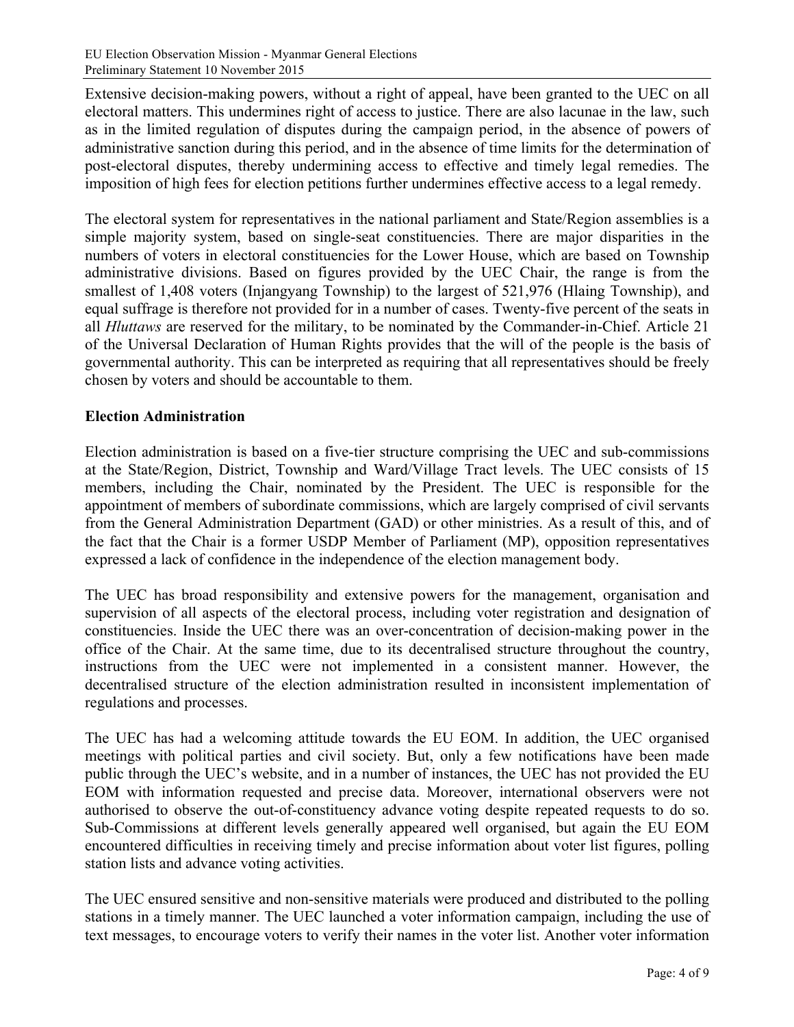Extensive decision-making powers, without a right of appeal, have been granted to the UEC on all electoral matters. This undermines right of access to justice. There are also lacunae in the law, such as in the limited regulation of disputes during the campaign period, in the absence of powers of administrative sanction during this period, and in the absence of time limits for the determination of post-electoral disputes, thereby undermining access to effective and timely legal remedies. The imposition of high fees for election petitions further undermines effective access to a legal remedy.

The electoral system for representatives in the national parliament and State/Region assemblies is a simple majority system, based on single-seat constituencies. There are major disparities in the numbers of voters in electoral constituencies for the Lower House, which are based on Township administrative divisions. Based on figures provided by the UEC Chair, the range is from the smallest of 1,408 voters (Injangyang Township) to the largest of 521,976 (Hlaing Township), and equal suffrage is therefore not provided for in a number of cases. Twenty-five percent of the seats in all *Hluttaws* are reserved for the military, to be nominated by the Commander-in-Chief. Article 21 of the Universal Declaration of Human Rights provides that the will of the people is the basis of governmental authority. This can be interpreted as requiring that all representatives should be freely chosen by voters and should be accountable to them.

**Election Administration**

Election administration is based on a five-tier structure comprising the UEC and sub-commissions at the State/Region, District, Township and Ward/Village Tract levels. The UEC consists of 15 members, including the Chair, nominated by the President. The UEC is responsible for the appointment of members of subordinate commissions, which are largely comprised of civil servants from the General Administration Department (GAD) or other ministries. As a result of this, and of the fact that the Chair is a former USDP Member of Parliament (MP), opposition representatives expressed a lack of confidence in the independence of the election management body.

The UEC has broad responsibility and extensive powers for the management, organisation and supervision of all aspects of the electoral process, including voter registration and designation of constituencies. Inside the UEC there was an over-concentration of decision-making power in the office of the Chair. At the same time, due to its decentralised structure throughout the country, instructions from the UEC were not implemented in a consistent manner. However, the decentralised structure of the election administration resulted in inconsistent implementation of regulations and processes.

The UEC has had a welcoming attitude towards the EU EOM. In addition, the UEC organised meetings with political parties and civil society. But, only a few notifications have been made public through the UEC's website, and in a number of instances, the UEC has not provided the EU EOM with information requested and precise data. Moreover, international observers were not authorised to observe the out-of-constituency advance voting despite repeated requests to do so. Sub-Commissions at different levels generally appeared well organised, but again the EU EOM encountered difficulties in receiving timely and precise information about voter list figures, polling station lists and advance voting activities.

The UEC ensured sensitive and non-sensitive materials were produced and distributed to the polling stations in a timely manner. The UEC launched a voter information campaign, including the use of text messages, to encourage voters to verify their names in the voter list. Another voter information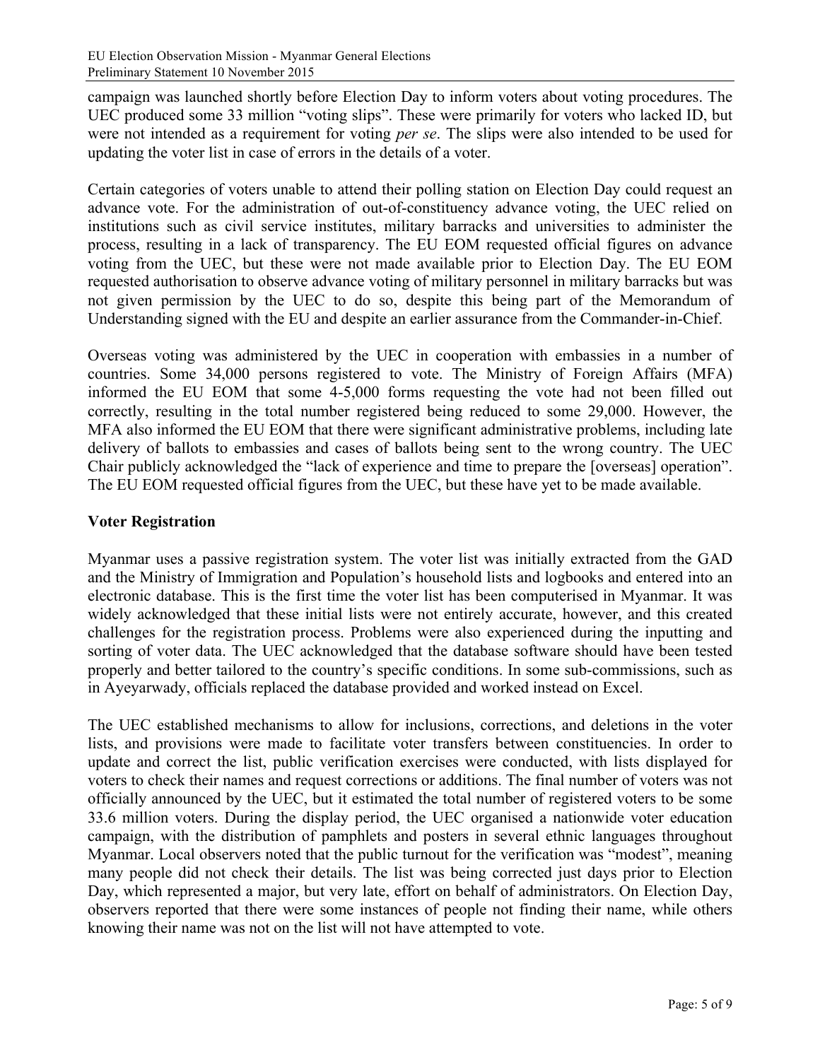campaign was launched shortly before Election Day to inform voters about voting procedures. The UEC produced some 33 million "voting slips". These were primarily for voters who lacked ID, but were not intended as a requirement for voting *per se*. The slips were also intended to be used for updating the voter list in case of errors in the details of a voter.

Certain categories of voters unable to attend their polling station on Election Day could request an advance vote. For the administration of out-of-constituency advance voting, the UEC relied on institutions such as civil service institutes, military barracks and universities to administer the process, resulting in a lack of transparency. The EU EOM requested official figures on advance voting from the UEC, but these were not made available prior to Election Day. The EU EOM requested authorisation to observe advance voting of military personnel in military barracks but was not given permission by the UEC to do so, despite this being part of the Memorandum of Understanding signed with the EU and despite an earlier assurance from the Commander-in-Chief.

Overseas voting was administered by the UEC in cooperation with embassies in a number of countries. Some 34,000 persons registered to vote. The Ministry of Foreign Affairs (MFA) informed the EU EOM that some 4-5,000 forms requesting the vote had not been filled out correctly, resulting in the total number registered being reduced to some 29,000. However, the MFA also informed the EU EOM that there were significant administrative problems, including late delivery of ballots to embassies and cases of ballots being sent to the wrong country. The UEC Chair publicly acknowledged the "lack of experience and time to prepare the [overseas] operation". The EU EOM requested official figures from the UEC, but these have yet to be made available.

### Voter Registration

Myanmar uses a passive registration system. The voter list was initially extracted from the GAD and the Ministry of Immigration and Population's household lists and logbooks and entered into an electronic database. This is the first time the voter list has been computerised in Myanmar. It was widely acknowledged that these initial lists were not entirely accurate, however, and this created challenges for the registration process. Problems were also experienced during the inputting and sorting of voter data. The UEC acknowledged that the database software should have been tested properly and better tailored to the country's specific conditions. In some sub-commissions, such as in Ayeyarwady, officials replaced the database provided and worked instead on Excel.

The UEC established mechanisms to allow for inclusions, corrections, and deletions in the voter lists, and provisions were made to facilitate voter transfers between constituencies. In order to update and correct the list, public verification exercises were conducted, with lists displayed for voters to check their names and request corrections or additions. The final number of voters was not officially announced by the UEC, but it estimated the total number of registered voters to be some 33.6 million voters. During the display period, the UEC organised a nationwide voter education campaign, with the distribution of pamphlets and posters in several ethnic languages throughout Myanmar. Local observers noted that the public turnout for the verification was "modest", meaning many people did not check their details. The list was being corrected just days prior to Election Day, which represented a major, but very late, effort on behalf of administrators. On Election Day, observers reported that there were some instances of people not finding their name, while others knowing their name was not on the list will not have attempted to vote.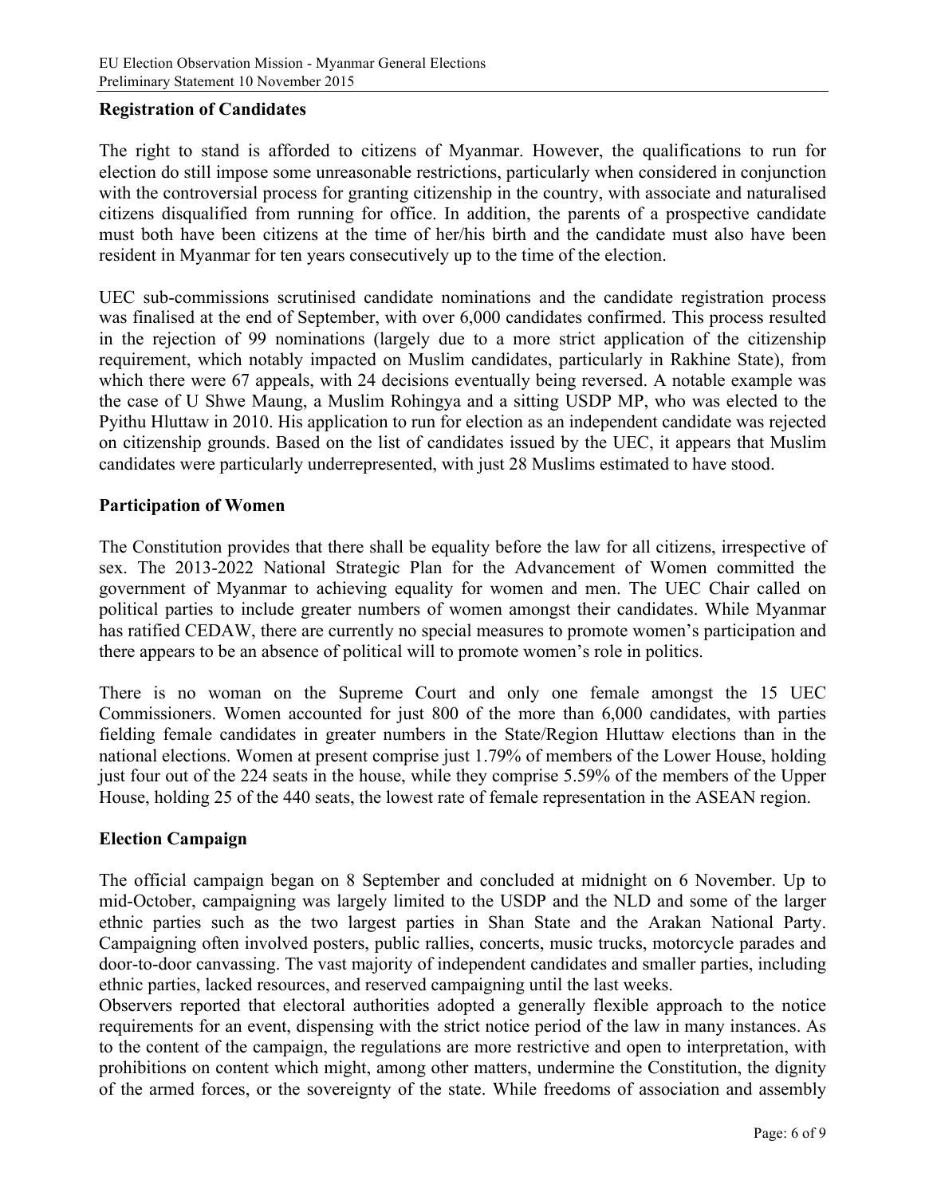## Registration of Candidates

The right to stand is afforded to citizens of Myanmar. However, the qualifications to run for election do still impose some unreasonable restrictions, particularly when considered in conjunction with the controversial process for granting citizenship in the country, with associate and naturalised citizens disqualified from running for office. In addition, the parents of a prospective candidate must both have been citizens at the time of her/his birth and the candidate must also have been resident in Myanmar for ten years consecutively up to the time of the election.

UEC sub-commissions scrutinised candidate nominations and the candidate registration process was finalised at the end of September, with over 6,000 candidates confirmed. This process resulted in the rejection of 99 nominations (largely due to a more strict application of the citizenship requirement, which notably impacted on Muslim candidates, particularly in Rakhine State), from which there were 67 appeals, with 24 decisions eventually being reversed. A notable example was the case of U Shwe Maung, a Muslim Rohingya and a sitting USDP MP, who was elected to the Pyithu Hluttaw in 2010. His application to run for election as an independent candidate was rejected on citizenship grounds. Based on the list of candidates issued by the UEC, it appears that Muslim candidates were particularly underrepresented, with just 28 Muslims estimated to have stood.

## Participation of Women

The Constitution provides that there shall be equality before the law for all citizens, irrespective of sex. The 2013-2022 National Strategic Plan for the Advancement of Women committed the government of Myanmar to achieving equality for women and men. The UEC Chair called on political parties to include greater numbers of women amongst their candidates. While Myanmar has ratified CEDAW, there are currently no special measures to promote women's participation and there appears to be an absence of political will to promote women's role in politics.

There is no woman on the Supreme Court and only one female amongst the 15 UEC Commissioners. Women accounted for just 800 of the more than 6,000 candidates, with parties fielding female candidates in greater numbers in the State/Region Hluttaw elections than in the national elections. Women at present comprise just 1.79% of members of the Lower House, holding just four out of the 224 seats in the house, while they comprise 5.59% of the members of the Upper House, holding 25 of the 440 seats, the lowest rate of female representation in the ASEAN region.

## Election Campaign

The official campaign began on 8 September and concluded at midnight on 6 November. Up to mid-October, campaigning was largely limited to the USDP and the NLD and some of the larger ethnic parties such as the two largest parties in Shan State and the Arakan National Party. Campaigning often involved posters, public rallies, concerts, music trucks, motorcycle parades and door-to-door canvassing. The vast majority of independent candidates and smaller parties, including ethnic parties, lacked resources, and reserved campaigning until the last weeks.

Observers reported that electoral authorities adopted a generally flexible approach to the notice requirements for an event, dispensing with the strict notice period of the law in many instances. As to the content of the campaign, the regulations are more restrictive and open to interpretation, with prohibitions on content which might, among other matters, undermine the Constitution, the dignity of the armed forces, or the sovereignty of the state. While freedoms of association and assembly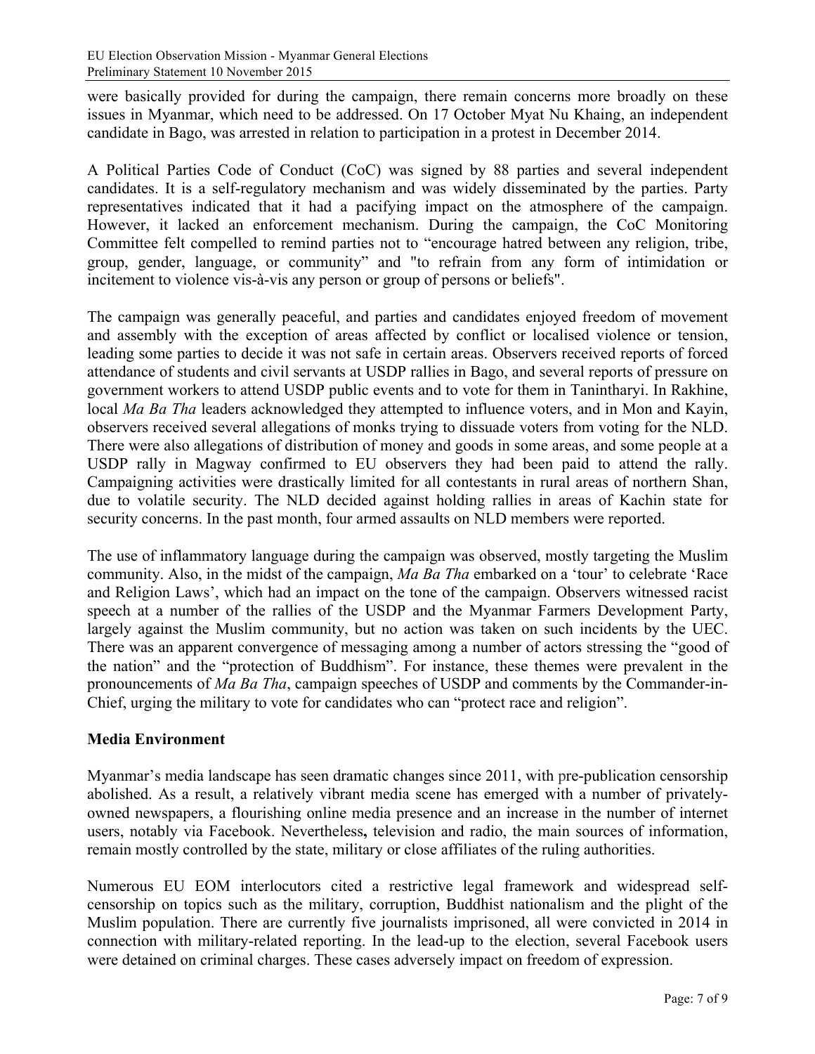were basically provided for during the campaign, there remain concerns more broadly on these issues in Myanmar, which need to be addressed. On 17 October Myat Nu Khaing, an independent candidate in Bago, was arrested in relation to participation in a protest in December 2014.

A Political Parties Code of Conduct (CoC) was signed by 88 parties and several independent candidates. It is a self-regulatory mechanism and was widely disseminated by the parties. Party representatives indicated that it had a pacifying impact on the atmosphere of the campaign. However, it lacked an enforcement mechanism. During the campaign, the CoC Monitoring Committee felt compelled to remind parties not to "encourage hatred between any religion, tribe, group, gender, language, or community" and "to refrain from any form of intimidation or incitement to violence vis-à-vis any person or group of persons or beliefs".

The campaign was generally peaceful, and parties and candidates enjoyed freedom of movement and assembly with the exception of areas affected by conflict or localised violence or tension, leading some parties to decide it was not safe in certain areas. Observers received reports of forced attendance of students and civil servants at USDP rallies in Bago, and several reports of pressure on government workers to attend USDP public events and to vote for them in Tanintharyi. In Rakhine, local *Ma Ba Tha* leaders acknowledged they attempted to influence voters, and in Mon and Kayin, observers received several allegations of monks trying to dissuade voters from voting for the NLD. There were also allegations of distribution of money and goods in some areas, and some people at a USDP rally in Magway confirmed to EU observers they had been paid to attend the rally. Campaigning activities were drastically limited for all contestants in rural areas of northern Shan, due to volatile security. The NLD decided against holding rallies in areas of Kachin state for security concerns. In the past month, four armed assaults on NLD members were reported.

The use of inflammatory language during the campaign was observed, mostly targeting the Muslim community. Also, in the midst of the campaign, *Ma Ba Tha* embarked on a 'tour' to celebrate 'Race and Religion Laws', which had an impact on the tone of the campaign. Observers witnessed racist speech at a number of the rallies of the USDP and the Myanmar Farmers Development Party, largely against the Muslim community, but no action was taken on such incidents by the UEC. There was an apparent convergence of messaging among a number of actors stressing the "good of the nation" and the "protection of Buddhism". For instance, these themes were prevalent in the pronouncements of *Ma Ba Tha*, campaign speeches of USDP and comments by the Commander-in-Chief, urging the military to vote for candidates who can "protect race and religion".

**Media Environment**

Myanmar's media landscape has seen dramatic changes since 2011, with pre-publication censorship abolished. As a result, a relatively vibrant media scene has emerged with a number of privately-owned newspapers, a flourishing online media presence and an increase in the number of internet users, notably via Facebook. Nevertheless**,** television and radio, the main sources of information, remain mostly controlled by the state, military or close affiliates of the ruling authorities.

Numerous EU EOM interlocutors cited a restrictive legal framework and widespread self-censorship on topics such as the military, corruption, Buddhist nationalism and the plight of the Muslim population. There are currently five journalists imprisoned, all were convicted in 2014 in connection with military-related reporting. In the lead-up to the election, several Facebook users were detained on criminal charges. These cases adversely impact on freedom of expression.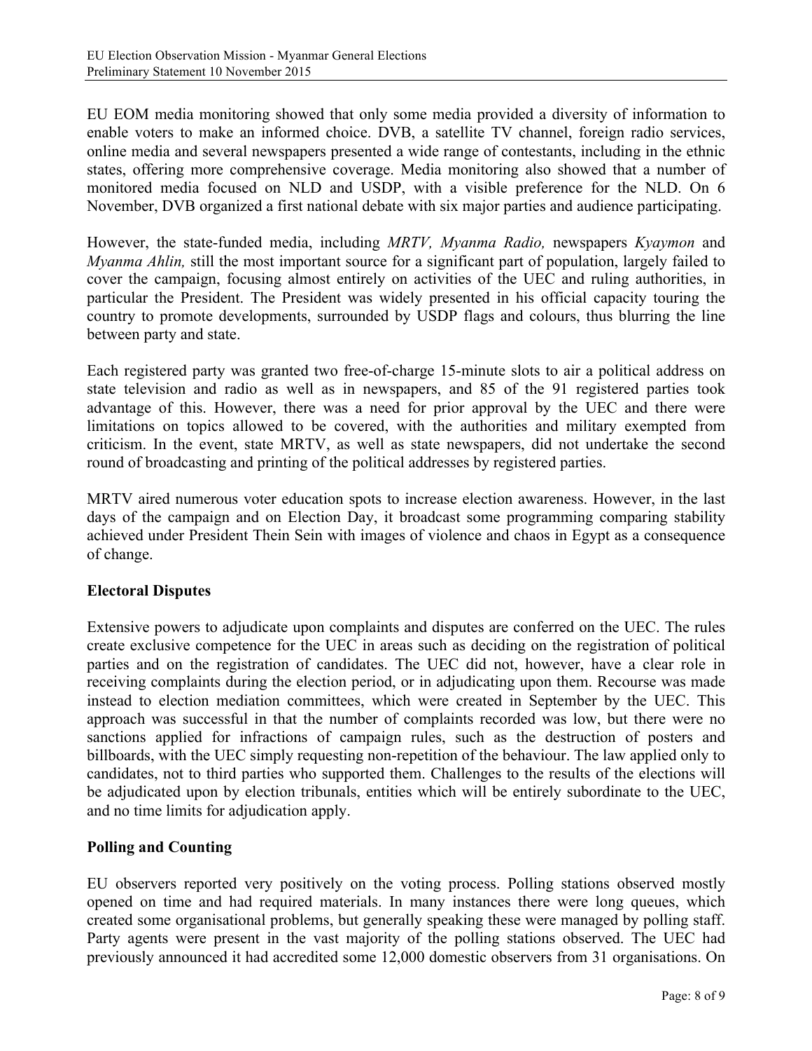EU EOM media monitoring showed that only some media provided a diversity of information to enable voters to make an informed choice. DVB, a satellite TV channel, foreign radio services, online media and several newspapers presented a wide range of contestants, including in the ethnic states, offering more comprehensive coverage. Media monitoring also showed that a number of monitored media focused on NLD and USDP, with a visible preference for the NLD. On 6 November, DVB organized a first national debate with six major parties and audience participating.

However, the state-funded media, including *MRTV, Myanma Radio,* newspapers *Kyaymon* and *Myanma Ahlin,* still the most important source for a significant part of population, largely failed to cover the campaign, focusing almost entirely on activities of the UEC and ruling authorities, in particular the President. The President was widely presented in his official capacity touring the country to promote developments, surrounded by USDP flags and colours, thus blurring the line between party and state.

Each registered party was granted two free-of-charge 15-minute slots to air a political address on state television and radio as well as in newspapers, and 85 of the 91 registered parties took advantage of this. However, there was a need for prior approval by the UEC and there were limitations on topics allowed to be covered, with the authorities and military exempted from criticism. In the event, state MRTV, as well as state newspapers, did not undertake the second round of broadcasting and printing of the political addresses by registered parties.

MRTV aired numerous voter education spots to increase election awareness. However, in the last days of the campaign and on Election Day, it broadcast some programming comparing stability achieved under President Thein Sein with images of violence and chaos in Egypt as a consequence of change.

**Electoral Disputes**

Extensive powers to adjudicate upon complaints and disputes are conferred on the UEC. The rules create exclusive competence for the UEC in areas such as deciding on the registration of political parties and on the registration of candidates. The UEC did not, however, have a clear role in receiving complaints during the election period, or in adjudicating upon them. Recourse was made instead to election mediation committees, which were created in September by the UEC. This approach was successful in that the number of complaints recorded was low, but there were no sanctions applied for infractions of campaign rules, such as the destruction of posters and billboards, with the UEC simply requesting non-repetition of the behaviour. The law applied only to candidates, not to third parties who supported them. Challenges to the results of the elections will be adjudicated upon by election tribunals, entities which will be entirely subordinate to the UEC, and no time limits for adjudication apply.

**Polling and Counting**

EU observers reported very positively on the voting process. Polling stations observed mostly opened on time and had required materials. In many instances there were long queues, which created some organisational problems, but generally speaking these were managed by polling staff. Party agents were present in the vast majority of the polling stations observed. The UEC had previously announced it had accredited some 12,000 domestic observers from 31 organisations. On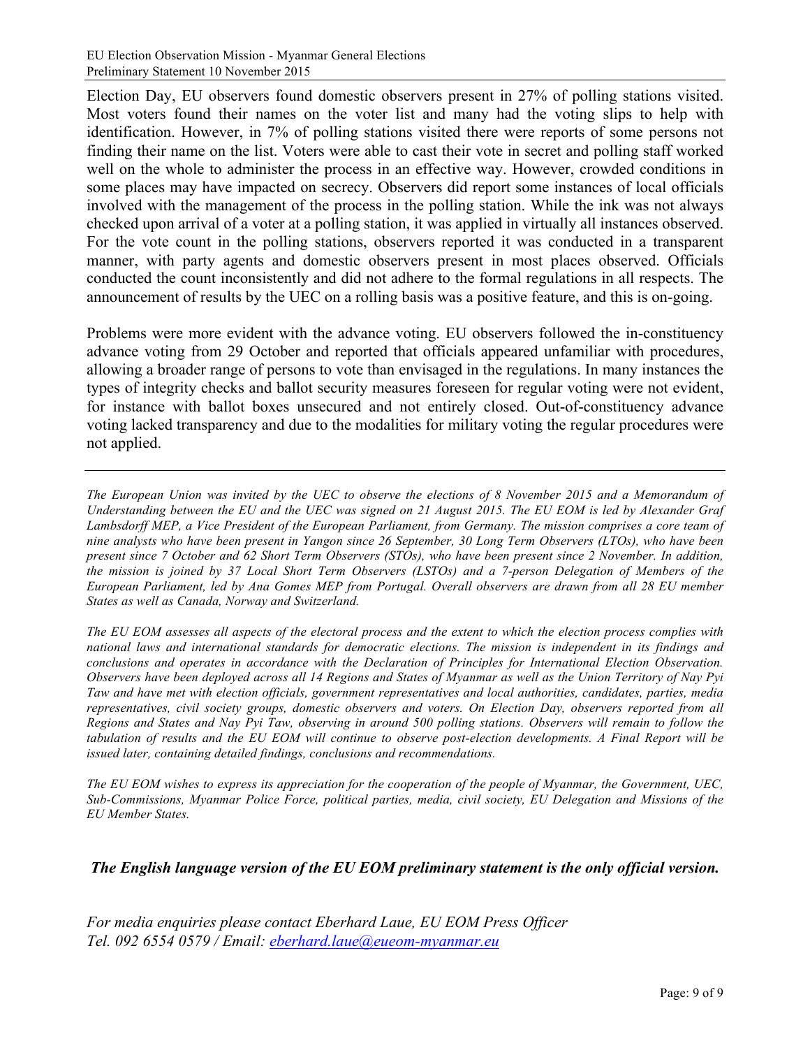Election Day, EU observers found domestic observers present in 27% of polling stations visited. Most voters found their names on the voter list and many had the voting slips to help with identification. However, in 7% of polling stations visited there were reports of some persons not finding their name on the list. Voters were able to cast their vote in secret and polling staff worked well on the whole to administer the process in an effective way. However, crowded conditions in some places may have impacted on secrecy. Observers did report some instances of local officials involved with the management of the process in the polling station. While the ink was not always checked upon arrival of a voter at a polling station, it was applied in virtually all instances observed. For the vote count in the polling stations, observers reported it was conducted in a transparent manner, with party agents and domestic observers present in most places observed. Officials conducted the count inconsistently and did not adhere to the formal regulations in all respects. The announcement of results by the UEC on a rolling basis was a positive feature, and this is on-going.

Problems were more evident with the advance voting. EU observers followed the in-constituency advance voting from 29 October and reported that officials appeared unfamiliar with procedures, allowing a broader range of persons to vote than envisaged in the regulations. In many instances the types of integrity checks and ballot security measures foreseen for regular voting were not evident, for instance with ballot boxes unsecured and not entirely closed. Out-of-constituency advance voting lacked transparency and due to the modalities for military voting the regular procedures were not applied.

---

*The European Union was invited by the UEC to observe the elections of 8 November 2015 and a Memorandum of Understanding between the EU and the UEC was signed on 21 August 2015. The EU EOM is led by Alexander Graf Lambsdorff MEP, a Vice President of the European Parliament, from Germany. The mission comprises a core team of nine analysts who have been present in Yangon since 26 September, 30 Long Term Observers (LTOs), who have been present since 7 October and 62 Short Term Observers (STOs), who have been present since 2 November. In addition, the mission is joined by 37 Local Short Term Observers (LSTOs) and a 7-person Delegation of Members of the European Parliament, led by Ana Gomes MEP from Portugal. Overall observers are drawn from all 28 EU member States as well as Canada, Norway and Switzerland.*

*The EU EOM assesses all aspects of the electoral process and the extent to which the election process complies with national laws and international standards for democratic elections. The mission is independent in its findings and conclusions and operates in accordance with the Declaration of Principles for International Election Observation. Observers have been deployed across all 14 Regions and States of Myanmar as well as the Union Territory of Nay Pyi Taw and have met with election officials, government representatives and local authorities, candidates, parties, media representatives, civil society groups, domestic observers and voters. On Election Day, observers reported from all Regions and States and Nay Pyi Taw, observing in around 500 polling stations. Observers will remain to follow the tabulation of results and the EU EOM will continue to observe post-election developments. A Final Report will be issued later, containing detailed findings, conclusions and recommendations.*

*The EU EOM wishes to express its appreciation for the cooperation of the people of Myanmar, the Government, UEC, Sub-Commissions, Myanmar Police Force, political parties, media, civil society, EU Delegation and Missions of the EU Member States.*

***The English language version of the EU EOM preliminary statement is the only official version.***

*For media enquiries please contact Eberhard Laue, EU EOM Press Officer*
*Tel. 092 6554 0579 / Email: eberhard.laue@eueom-myanmar.eu*